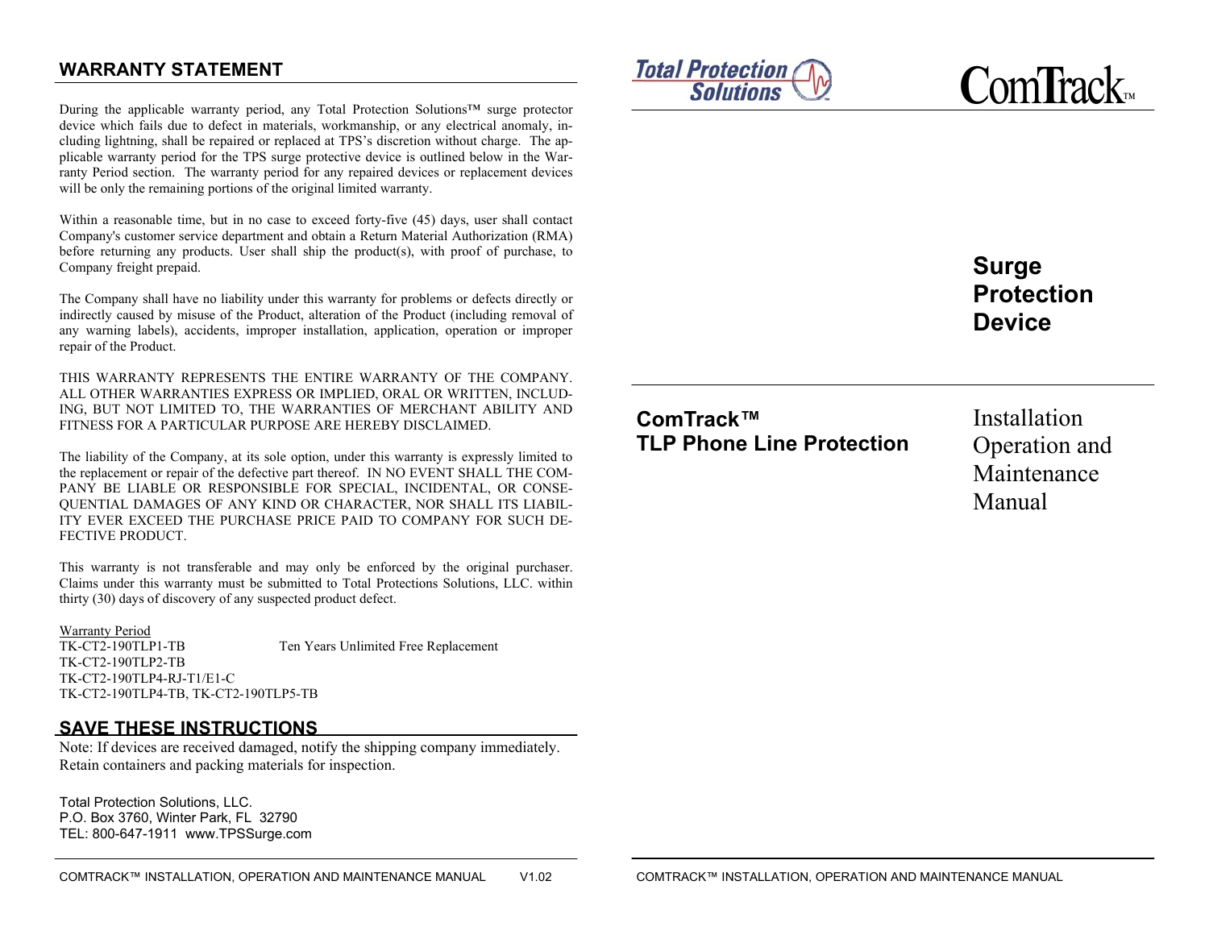## WARRANTY STATEMENT

During the applicable warranty period, any Total Protection Solutions™ surge protector device which fails due to defect in materials, workmanship, or any electrical anomaly, including lightning, shall be repaired or replaced at TPS's discretion without charge. The applicable warranty period for the TPS surge protective device is outlined below in the Warranty Period section. The warranty period for any repaired devices or replacement devices will be only the remaining portions of the original limited warranty.

Within a reasonable time, but in no case to exceed forty-five (45) days, user shall contact Company's customer service department and obtain a Return Material Authorization (RMA) before returning any products. User shall ship the product(s), with proof of purchase, to Company freight prepaid.

The Company shall have no liability under this warranty for problems or defects directly or indirectly caused by misuse of the Product, alteration of the Product (including removal of any warning labels), accidents, improper installation, application, operation or improper repair of the Product.

THIS WARRANTY REPRESENTS THE ENTIRE WARRANTY OF THE COMPANY. ALL OTHER WARRANTIES EXPRESS OR IMPLIED, ORAL OR WRITTEN, INCLUDING, BUT NOT LIMITED TO, THE WARRANTIES OF MERCHANT ABILITY AND FITNESS FOR A PARTICULAR PURPOSE ARE HEREBY DISCLAIMED.

The liability of the Company, at its sole option, under this warranty is expressly limited to the replacement or repair of the defective part thereof. IN NO EVENT SHALL THE COMPANY BE LIABLE OR RESPONSIBLE FOR SPECIAL, INCIDENTAL, OR CONSEQUENTIAL DAMAGES OF ANY KIND OR CHARACTER, NOR SHALL ITS LIABILITY EVER EXCEED THE PURCHASE PRICE PAID TO COMPANY FOR SUCH DEFECTIVE PRODUCT.

This warranty is not transferable and may only be enforced by the original purchaser. Claims under this warranty must be submitted to Total Protections Solutions, LLC. within thirty (30) days of discovery of any suspected product defect.

Warranty Period

TK-CT2-190TLP1-TB — Ten Years Unlimited Free Replacement
TK-CT2-190TLP2-TB
TK-CT2-190TLP4-RJ-T1/E1-C
TK-CT2-190TLP4-TB, TK-CT2-190TLP5-TB

## SAVE THESE INSTRUCTIONS

Note: If devices are received damaged, notify the shipping company immediately. Retain containers and packing materials for inspection.

Total Protection Solutions, LLC.
P.O. Box 3760, Winter Park, FL 32790
TEL: 800-647-1911 www.TPSSurge.com

Total Protection Solutions

ComTrack™

# Surge Protection Device

## ComTrack™ TLP Phone Line Protection

Installation Operation and Maintenance Manual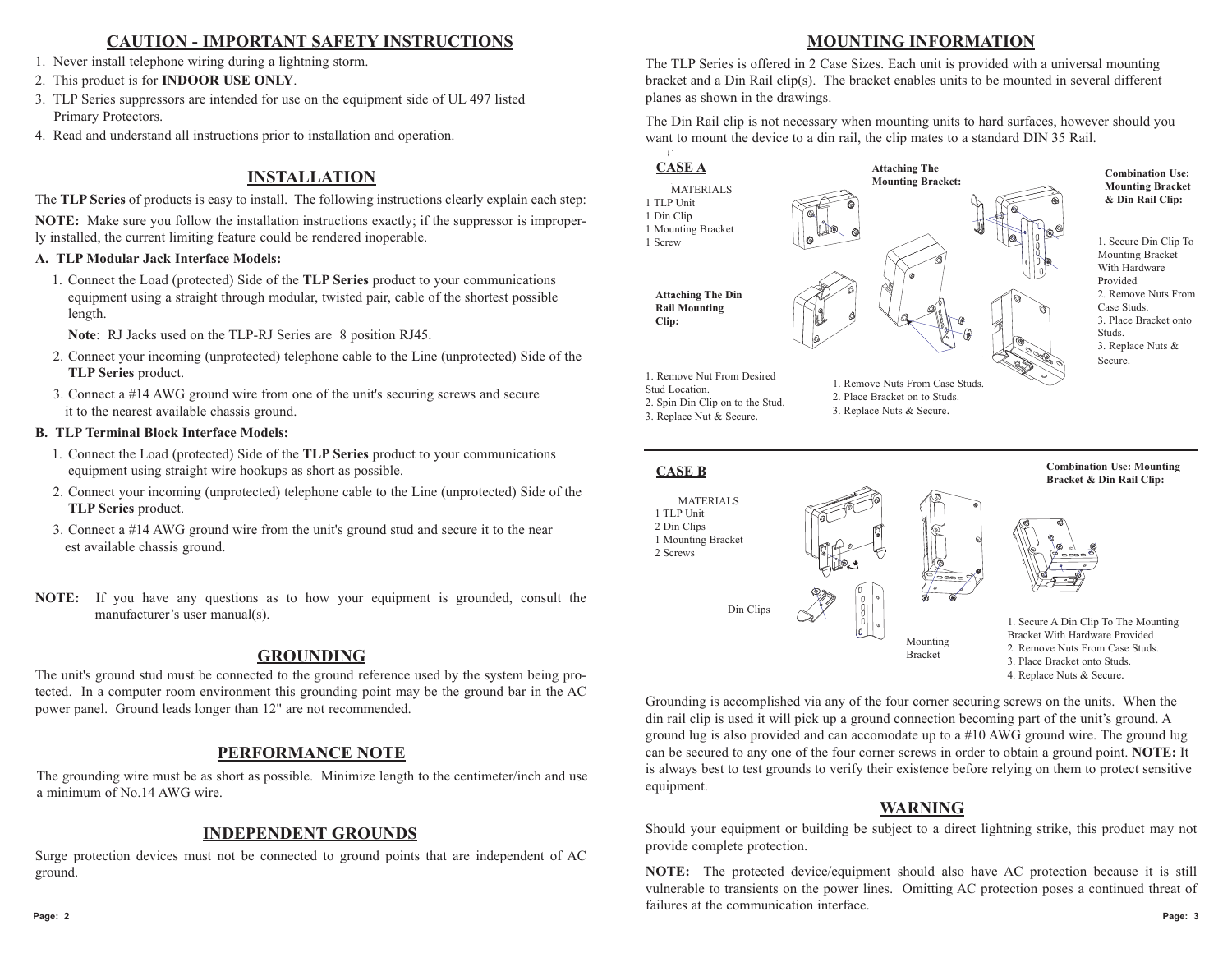## CAUTION - IMPORTANT SAFETY INSTRUCTIONS

1. Never install telephone wiring during a lightning storm.
2. This product is for **INDOOR USE ONLY**.
3. TLP Series suppressors are intended for use on the equipment side of UL 497 listed Primary Protectors.
4. Read and understand all instructions prior to installation and operation.

## INSTALLATION

The **TLP Series** of products is easy to install. The following instructions clearly explain each step:

**NOTE:** Make sure you follow the installation instructions exactly; if the suppressor is improperly installed, the current limiting feature could be rendered inoperable.

**A. TLP Modular Jack Interface Models:**

1. Connect the Load (protected) Side of the **TLP Series** product to your communications equipment using a straight through modular, twisted pair, cable of the shortest possible length.

   **Note**: RJ Jacks used on the TLP-RJ Series are 8 position RJ45.

2. Connect your incoming (unprotected) telephone cable to the Line (unprotected) Side of the **TLP Series** product.
3. Connect a #14 AWG ground wire from one of the unit's securing screws and secure it to the nearest available chassis ground.

**B. TLP Terminal Block Interface Models:**

1. Connect the Load (protected) Side of the **TLP Series** product to your communications equipment using straight wire hookups as short as possible.
2. Connect your incoming (unprotected) telephone cable to the Line (unprotected) Side of the **TLP Series** product.
3. Connect a #14 AWG ground wire from the unit's ground stud and secure it to the nearest available chassis ground.

**NOTE:** If you have any questions as to how your equipment is grounded, consult the manufacturer's user manual(s).

## GROUNDING

The unit's ground stud must be connected to the ground reference used by the system being protected. In a computer room environment this grounding point may be the ground bar in the AC power panel. Ground leads longer than 12" are not recommended.

## PERFORMANCE NOTE

The grounding wire must be as short as possible. Minimize length to the centimeter/inch and use a minimum of No.14 AWG wire.

## INDEPENDENT GROUNDS

Surge protection devices must not be connected to ground points that are independent of AC ground.

## MOUNTING INFORMATION

The TLP Series is offered in 2 Case Sizes. Each unit is provided with a universal mounting bracket and a Din Rail clip(s). The bracket enables units to be mounted in several different planes as shown in the drawings.

The Din Rail clip is not necessary when mounting units to hard surfaces, however should you want to mount the device to a din rail, the clip mates to a standard DIN 35 Rail.

### CASE A

MATERIALS
1 TLP Unit
1 Din Clip
1 Mounting Bracket
1 Screw

**Attaching The Din Rail Mounting Clip:**

1. Remove Nut From Desired Stud Location.
2. Spin Din Clip on to the Stud.
3. Replace Nut & Secure.

**Attaching The Mounting Bracket:**

1. Remove Nuts From Case Studs.
2. Place Bracket on to Studs.
3. Replace Nuts & Secure.

**Combination Use: Mounting Bracket & Din Rail Clip:**

1. Secure Din Clip To Mounting Bracket With Hardware Provided
2. Remove Nuts From Case Studs.
3. Place Bracket onto Studs.
3. Replace Nuts & Secure.

### CASE B

MATERIALS
1 TLP Unit
2 Din Clips
1 Mounting Bracket
2 Screws

Din Clips

Mounting Bracket

**Combination Use: Mounting Bracket & Din Rail Clip:**

1. Secure A Din Clip To The Mounting Bracket With Hardware Provided
2. Remove Nuts From Case Studs.
3. Place Bracket onto Studs.
4. Replace Nuts & Secure.

Grounding is accomplished via any of the four corner securing screws on the units. When the din rail clip is used it will pick up a ground connection becoming part of the unit's ground. A ground lug is also provided and can accomodate up to a #10 AWG ground wire. The ground lug can be secured to any one of the four corner screws in order to obtain a ground point. **NOTE:** It is always best to test grounds to verify their existence before relying on them to protect sensitive equipment.

## WARNING

Should your equipment or building be subject to a direct lightning strike, this product may not provide complete protection.

**NOTE:** The protected device/equipment should also have AC protection because it is still vulnerable to transients on the power lines. Omitting AC protection poses a continued threat of failures at the communication interface.